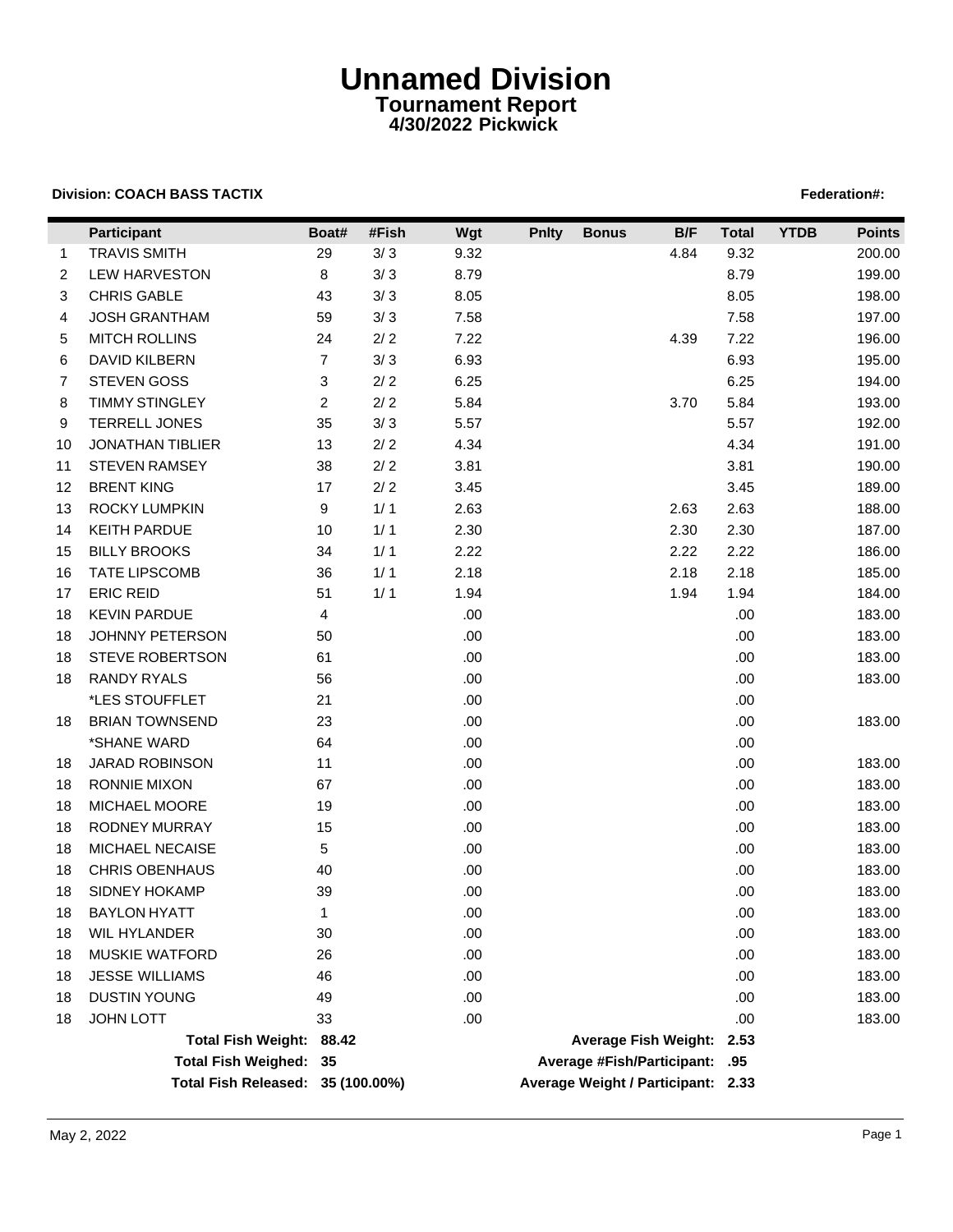# Unnamed Division

## Tournament Report

### 4/30/2022 Pickwick

**Division: COACH BASS TACTIX** **Federation#:**

| | Participant | Boat# | #Fish | Wgt | Pnlty | Bonus | B/F | Total | YTDB | Points |
|---|---|---|---|---|---|---|---|---|---|---|
| 1 | TRAVIS SMITH | 29 | 3/ 3 | 9.32 | | | 4.84 | 9.32 | | 200.00 |
| 2 | LEW HARVESTON | 8 | 3/ 3 | 8.79 | | | | 8.79 | | 199.00 |
| 3 | CHRIS GABLE | 43 | 3/ 3 | 8.05 | | | | 8.05 | | 198.00 |
| 4 | JOSH GRANTHAM | 59 | 3/ 3 | 7.58 | | | | 7.58 | | 197.00 |
| 5 | MITCH ROLLINS | 24 | 2/ 2 | 7.22 | | | 4.39 | 7.22 | | 196.00 |
| 6 | DAVID KILBERN | 7 | 3/ 3 | 6.93 | | | | 6.93 | | 195.00 |
| 7 | STEVEN GOSS | 3 | 2/ 2 | 6.25 | | | | 6.25 | | 194.00 |
| 8 | TIMMY STINGLEY | 2 | 2/ 2 | 5.84 | | | 3.70 | 5.84 | | 193.00 |
| 9 | TERRELL JONES | 35 | 3/ 3 | 5.57 | | | | 5.57 | | 192.00 |
| 10 | JONATHAN TIBLIER | 13 | 2/ 2 | 4.34 | | | | 4.34 | | 191.00 |
| 11 | STEVEN RAMSEY | 38 | 2/ 2 | 3.81 | | | | 3.81 | | 190.00 |
| 12 | BRENT KING | 17 | 2/ 2 | 3.45 | | | | 3.45 | | 189.00 |
| 13 | ROCKY LUMPKIN | 9 | 1/ 1 | 2.63 | | | 2.63 | 2.63 | | 188.00 |
| 14 | KEITH PARDUE | 10 | 1/ 1 | 2.30 | | | 2.30 | 2.30 | | 187.00 |
| 15 | BILLY BROOKS | 34 | 1/ 1 | 2.22 | | | 2.22 | 2.22 | | 186.00 |
| 16 | TATE LIPSCOMB | 36 | 1/ 1 | 2.18 | | | 2.18 | 2.18 | | 185.00 |
| 17 | ERIC REID | 51 | 1/ 1 | 1.94 | | | 1.94 | 1.94 | | 184.00 |
| 18 | KEVIN PARDUE | 4 | | .00 | | | | .00 | | 183.00 |
| 18 | JOHNNY PETERSON | 50 | | .00 | | | | .00 | | 183.00 |
| 18 | STEVE ROBERTSON | 61 | | .00 | | | | .00 | | 183.00 |
| 18 | RANDY RYALS | 56 | | .00 | | | | .00 | | 183.00 |
| | *LES STOUFFLET | 21 | | .00 | | | | .00 | | |
| 18 | BRIAN TOWNSEND | 23 | | .00 | | | | .00 | | 183.00 |
| | *SHANE WARD | 64 | | .00 | | | | .00 | | |
| 18 | JARAD ROBINSON | 11 | | .00 | | | | .00 | | 183.00 |
| 18 | RONNIE MIXON | 67 | | .00 | | | | .00 | | 183.00 |
| 18 | MICHAEL MOORE | 19 | | .00 | | | | .00 | | 183.00 |
| 18 | RODNEY MURRAY | 15 | | .00 | | | | .00 | | 183.00 |
| 18 | MICHAEL NECAISE | 5 | | .00 | | | | .00 | | 183.00 |
| 18 | CHRIS OBENHAUS | 40 | | .00 | | | | .00 | | 183.00 |
| 18 | SIDNEY HOKAMP | 39 | | .00 | | | | .00 | | 183.00 |
| 18 | BAYLON HYATT | 1 | | .00 | | | | .00 | | 183.00 |
| 18 | WIL HYLANDER | 30 | | .00 | | | | .00 | | 183.00 |
| 18 | MUSKIE WATFORD | 26 | | .00 | | | | .00 | | 183.00 |
| 18 | JESSE WILLIAMS | 46 | | .00 | | | | .00 | | 183.00 |
| 18 | DUSTIN YOUNG | 49 | | .00 | | | | .00 | | 183.00 |
| 18 | JOHN LOTT | 33 | | .00 | | | | .00 | | 183.00 |

**Total Fish Weight:** 88.42 **Average Fish Weight:** 2.53

**Total Fish Weighed:** 35 **Average #Fish/Participant:** .95

**Total Fish Released:** 35 (100.00%) **Average Weight / Participant:** 2.33

May 2, 2022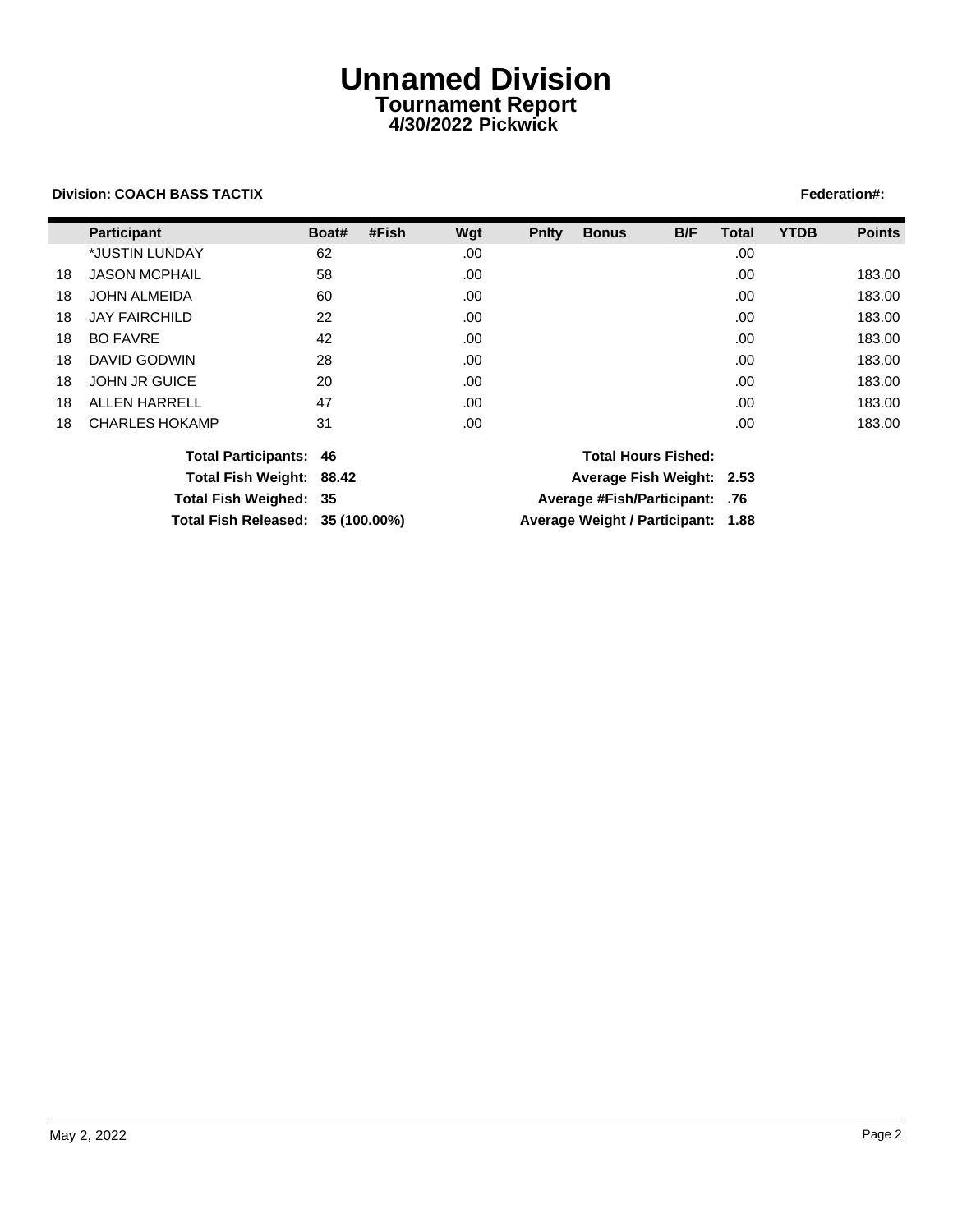# Unnamed Division

## Tournament Report

### 4/30/2022 Pickwick

**Division: COACH BASS TACTIX** **Federation#:**

| | Participant | Boat# | #Fish | Wgt | Pnlty | Bonus | B/F | Total | YTDB | Points |
|---|---|---|---|---|---|---|---|---|---|---|
| | *JUSTIN LUNDAY | 62 | | .00 | | | | .00 | | |
| 18 | JASON MCPHAIL | 58 | | .00 | | | | .00 | | 183.00 |
| 18 | JOHN ALMEIDA | 60 | | .00 | | | | .00 | | 183.00 |
| 18 | JAY FAIRCHILD | 22 | | .00 | | | | .00 | | 183.00 |
| 18 | BO FAVRE | 42 | | .00 | | | | .00 | | 183.00 |
| 18 | DAVID GODWIN | 28 | | .00 | | | | .00 | | 183.00 |
| 18 | JOHN JR GUICE | 20 | | .00 | | | | .00 | | 183.00 |
| 18 | ALLEN HARRELL | 47 | | .00 | | | | .00 | | 183.00 |
| 18 | CHARLES HOKAMP | 31 | | .00 | | | | .00 | | 183.00 |

**Total Participants:** 46

**Total Fish Weight:** 88.42

**Total Fish Weighed:** 35

**Total Fish Released:** 35 (100.00%)

**Total Hours Fished:**

**Average Fish Weight:** 2.53

**Average #Fish/Participant:** .76

**Average Weight / Participant:** 1.88